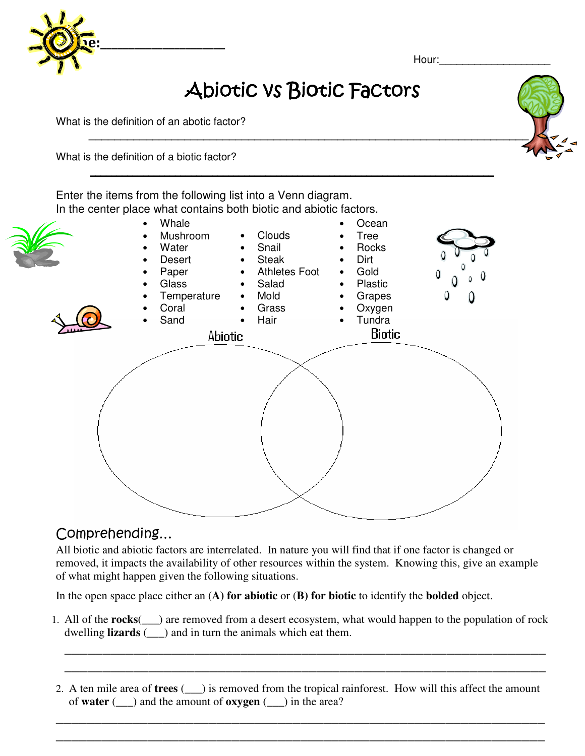Name:____________________

Hour:____________________

# Abiotic vs Biotic Factors

What is the definition of an abotic factor?

______________________________________________________________________

What is the definition of a biotic factor?

______________________________________________________________________

Enter the items from the following list into a Venn diagram.
In the center place what contains both biotic and abiotic factors.

- Whale
- Mushroom
- Water
- Desert
- Paper
- Glass
- Temperature
- Coral
- Sand
- Clouds
- Snail
- Steak
- Athletes Foot
- Salad
- Mold
- Grass
- Hair
- Ocean
- Tree
- Rocks
- Dirt
- Gold
- Plastic
- Grapes
- Oxygen
- Tundra

Abiotic | Biotic

## Comprehending...

All biotic and abiotic factors are interrelated. In nature you will find that if one factor is changed or removed, it impacts the availability of other resources within the system. Knowing this, give an example of what might happen given the following situations.

In the open space place either an **(A) for abiotic** or **(B) for biotic** to identify the **bolded** object.

1. All of the **rocks**(___) are removed from a desert ecosystem, what would happen to the population of rock dwelling **lizards** (___) and in turn the animals which eat them.

   ______________________________________________________________________

   ______________________________________________________________________

2. A ten mile area of **trees** (___) is removed from the tropical rainforest. How will this affect the amount of **water** (___) and the amount of **oxygen** (___) in the area?

   ______________________________________________________________________

   ______________________________________________________________________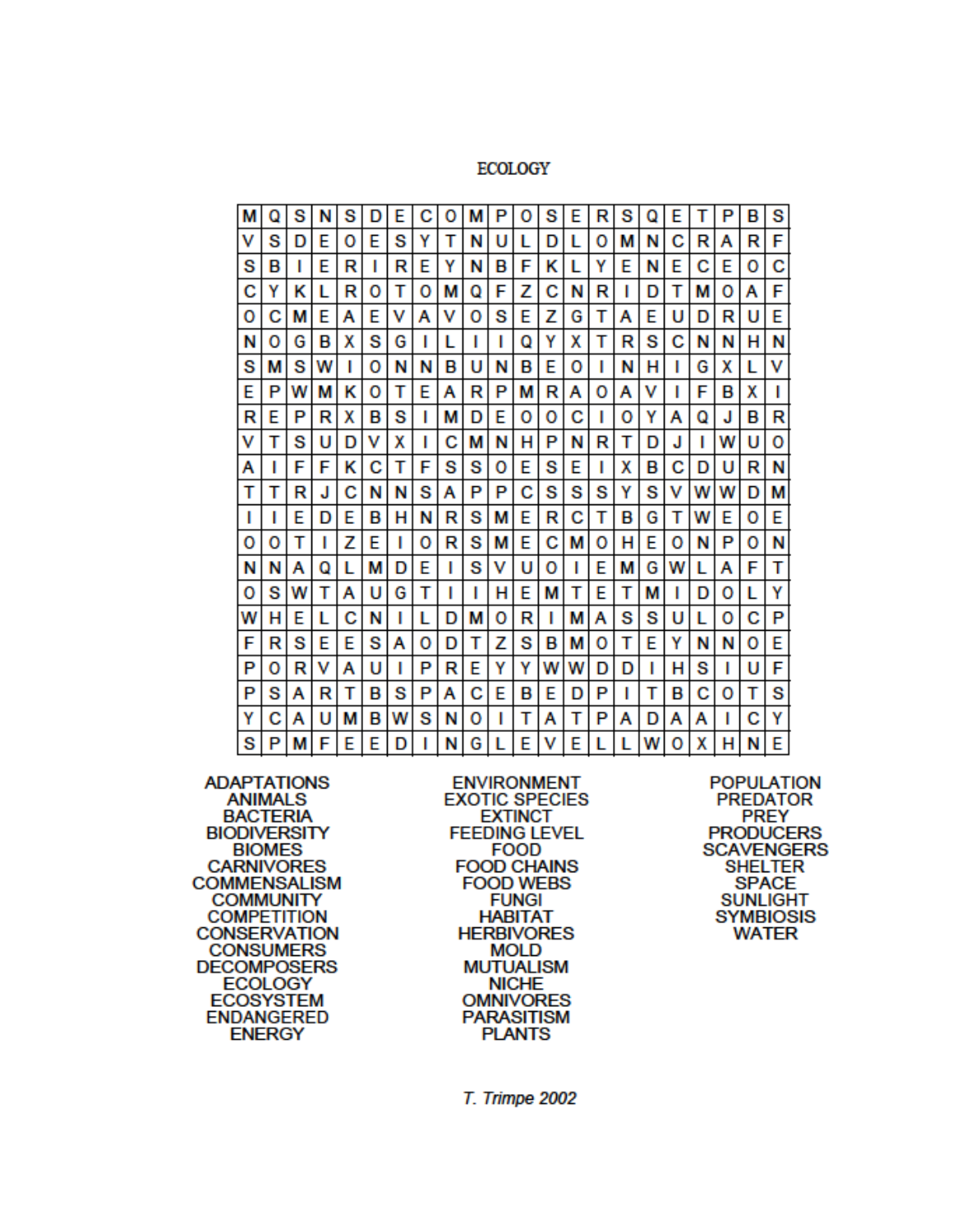# ECOLOGY

| | | | | | | | | | | | | | | | | | | | | | | |
|---|---|---|---|---|---|---|---|---|---|---|---|---|---|---|---|---|---|---|---|---|---|---|
| M | Q | S | N | S | D | E | C | O | M | P | O | S | E | R | S | Q | E | T | P | B | S |
| V | S | D | E | O | E | S | Y | T | N | U | L | D | L | O | M | N | C | R | A | R | F |
| S | B | I | E | R | I | R | E | Y | N | B | F | K | L | Y | E | N | E | C | E | O | C |
| C | Y | K | L | R | O | T | O | M | Q | F | Z | C | N | R | I | D | T | M | O | A | F |
| O | C | M | E | A | E | V | A | V | O | S | E | Z | G | T | A | E | U | D | R | U | E |
| N | O | G | B | X | S | G | I | L | I | I | Q | Y | X | T | R | S | C | N | N | H | N |
| S | M | S | W | I | O | N | N | B | U | N | B | E | O | I | N | H | I | G | X | L | V |
| E | P | W | M | K | O | T | E | A | R | P | M | R | A | O | A | V | I | F | B | X | I |
| R | E | P | R | X | B | S | I | M | D | E | O | O | C | I | O | Y | A | Q | J | B | R |
| V | T | S | U | D | V | X | I | C | M | N | H | P | N | R | T | D | J | I | W | U | O |
| A | I | F | F | K | C | T | F | S | S | O | E | S | E | I | X | B | C | D | U | R | N |
| T | T | R | J | C | N | N | S | A | P | P | C | S | S | S | Y | S | V | W | W | D | M |
| I | I | E | D | E | B | H | N | R | S | M | E | R | C | T | B | G | T | W | E | O | E |
| O | O | T | I | Z | E | I | O | R | S | M | E | C | M | O | H | E | O | N | P | O | N |
| N | N | A | Q | L | M | D | E | I | S | V | U | O | I | E | M | G | W | L | A | F | T |
| O | S | W | T | A | U | G | T | I | I | H | E | M | T | E | T | M | I | D | O | L | Y |
| W | H | E | L | C | N | I | L | D | M | O | R | I | M | A | S | S | U | L | O | C | P |
| F | R | S | E | E | S | A | O | D | T | Z | S | B | M | O | T | E | Y | N | N | O | E |
| P | O | R | V | A | U | I | P | R | E | Y | Y | W | W | D | D | I | H | S | I | U | F |
| P | S | A | R | T | B | S | P | A | C | E | B | E | D | P | I | T | B | C | O | T | S |
| Y | C | A | U | M | B | W | S | N | O | I | T | A | T | P | A | D | A | A | I | C | Y |
| S | P | M | F | E | E | D | I | N | G | L | E | V | E | L | L | W | O | X | H | N | E |

ADAPTATIONS
ANIMALS
BACTERIA
BIODIVERSITY
BIOMES
CARNIVORES
COMMENSALISM
COMMUNITY
COMPETITION
CONSERVATION
CONSUMERS
DECOMPOSERS
ECOLOGY
ECOSYSTEM
ENDANGERED
ENERGY
ENVIRONMENT
EXOTIC SPECIES
EXTINCT
FEEDING LEVEL
FOOD
FOOD CHAINS
FOOD WEBS
FUNGI
HABITAT
HERBIVORES
MOLD
MUTUALISM
NICHE
OMNIVORES
PARASITISM
PLANTS
POPULATION
PREDATOR
PREY
PRODUCERS
SCAVENGERS
SHELTER
SPACE
SUNLIGHT
SYMBIOSIS
WATER

*T. Trimpe 2002*